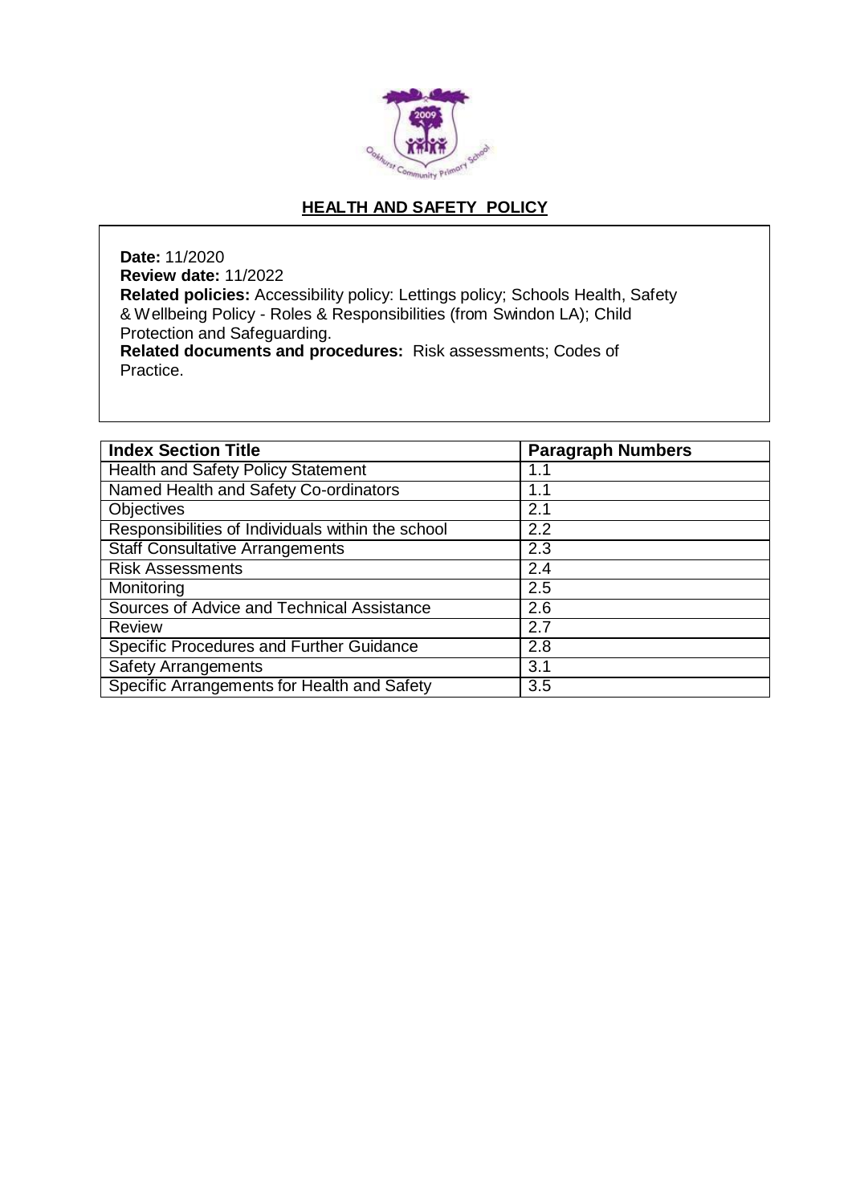# HEALTH AND SAFETY POLICY

**Date:** 11/2020
**Review date:** 11/2022
**Related policies:** Accessibility policy: Lettings policy; Schools Health, Safety & Wellbeing Policy - Roles & Responsibilities (from Swindon LA); Child Protection and Safeguarding.
**Related documents and procedures:** Risk assessments; Codes of Practice.

| Index Section Title | Paragraph Numbers |
|---|---|
| Health and Safety Policy Statement | 1.1 |
| Named Health and Safety Co-ordinators | 1.1 |
| Objectives | 2.1 |
| Responsibilities of Individuals within the school | 2.2 |
| Staff Consultative Arrangements | 2.3 |
| Risk Assessments | 2.4 |
| Monitoring | 2.5 |
| Sources of Advice and Technical Assistance | 2.6 |
| Review | 2.7 |
| Specific Procedures and Further Guidance | 2.8 |
| Safety Arrangements | 3.1 |
| Specific Arrangements for Health and Safety | 3.5 |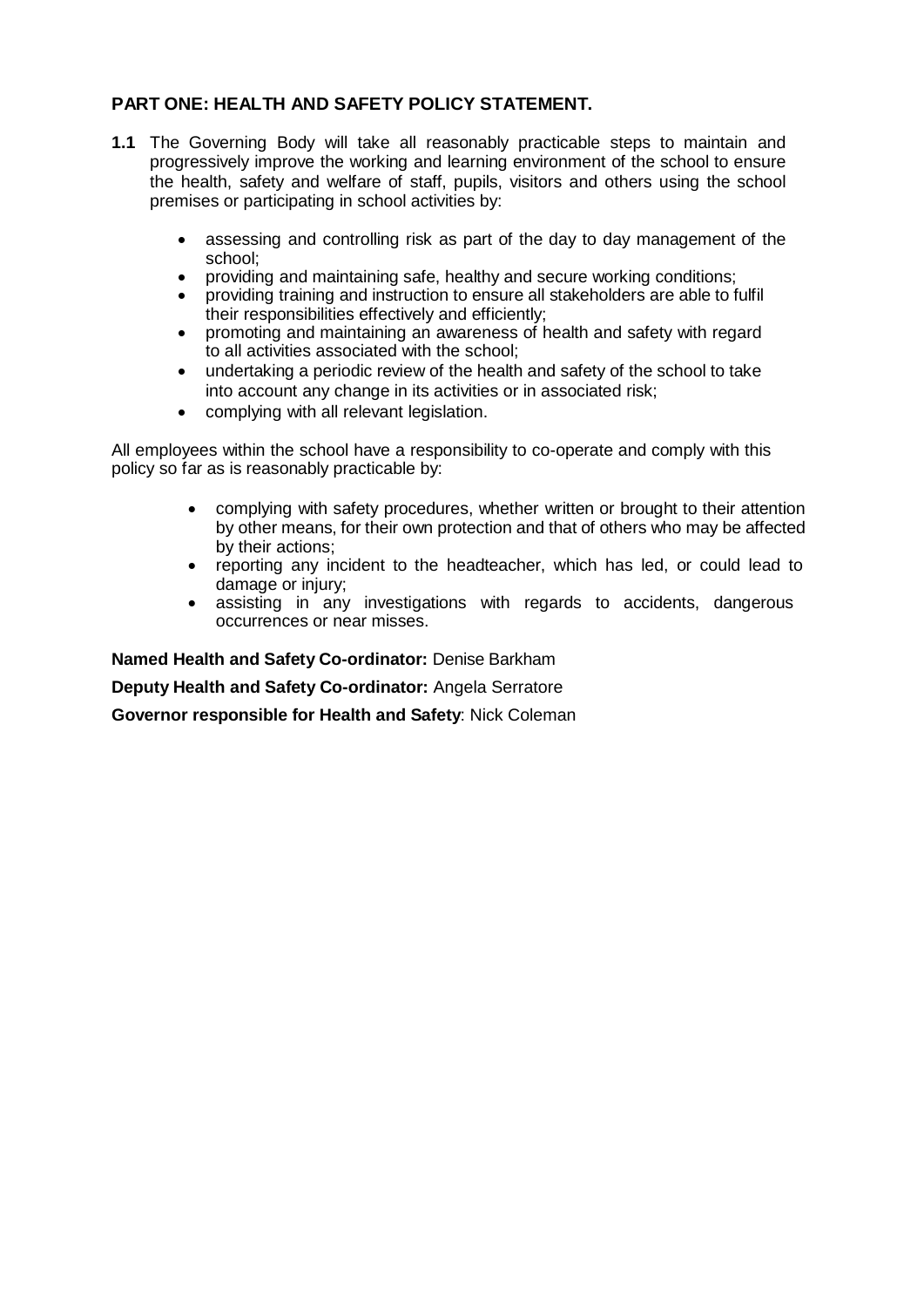## PART ONE: HEALTH AND SAFETY POLICY STATEMENT.

**1.1** The Governing Body will take all reasonably practicable steps to maintain and progressively improve the working and learning environment of the school to ensure the health, safety and welfare of staff, pupils, visitors and others using the school premises or participating in school activities by:

- assessing and controlling risk as part of the day to day management of the school;
- providing and maintaining safe, healthy and secure working conditions;
- providing training and instruction to ensure all stakeholders are able to fulfil their responsibilities effectively and efficiently;
- promoting and maintaining an awareness of health and safety with regard to all activities associated with the school;
- undertaking a periodic review of the health and safety of the school to take into account any change in its activities or in associated risk;
- complying with all relevant legislation.

All employees within the school have a responsibility to co-operate and comply with this policy so far as is reasonably practicable by:

- complying with safety procedures, whether written or brought to their attention by other means, for their own protection and that of others who may be affected by their actions;
- reporting any incident to the headteacher, which has led, or could lead to damage or injury;
- assisting in any investigations with regards to accidents, dangerous occurrences or near misses.

**Named Health and Safety Co-ordinator:** Denise Barkham

**Deputy Health and Safety Co-ordinator:** Angela Serratore

**Governor responsible for Health and Safety**: Nick Coleman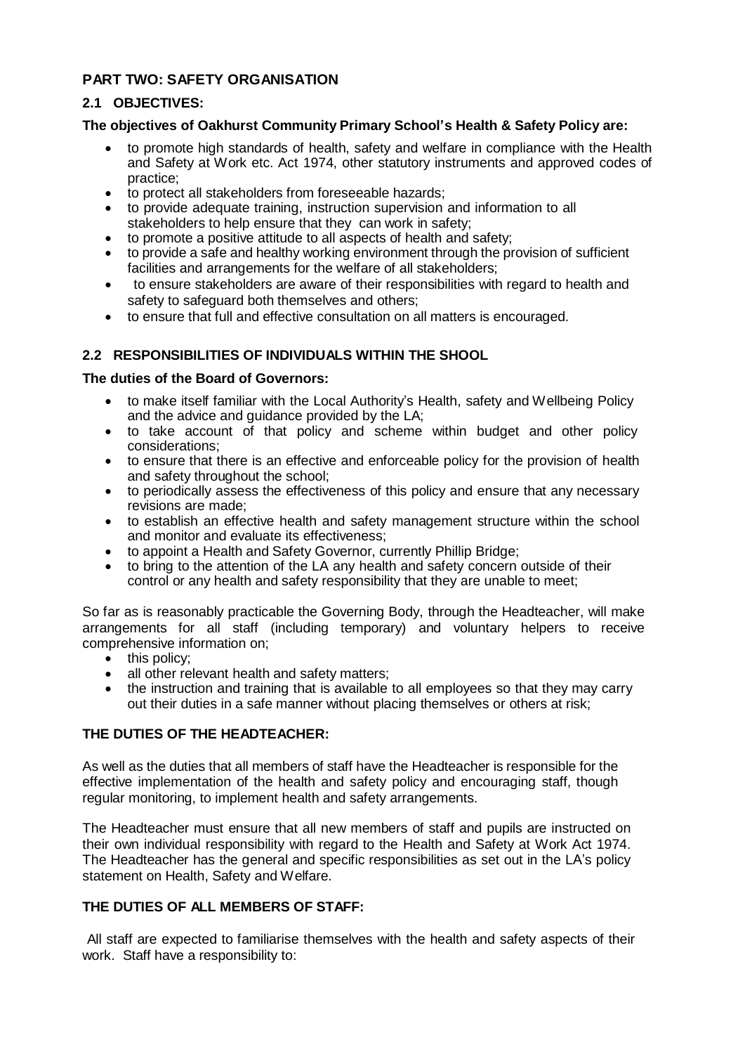## PART TWO: SAFETY ORGANISATION

### 2.1 OBJECTIVES:

**The objectives of Oakhurst Community Primary School's Health & Safety Policy are:**

- to promote high standards of health, safety and welfare in compliance with the Health and Safety at Work etc. Act 1974, other statutory instruments and approved codes of practice;
- to protect all stakeholders from foreseeable hazards;
- to provide adequate training, instruction supervision and information to all stakeholders to help ensure that they can work in safety;
- to promote a positive attitude to all aspects of health and safety;
- to provide a safe and healthy working environment through the provision of sufficient facilities and arrangements for the welfare of all stakeholders;
- to ensure stakeholders are aware of their responsibilities with regard to health and safety to safeguard both themselves and others;
- to ensure that full and effective consultation on all matters is encouraged.

### 2.2 RESPONSIBILITIES OF INDIVIDUALS WITHIN THE SHOOL

**The duties of the Board of Governors:**

- to make itself familiar with the Local Authority's Health, safety and Wellbeing Policy and the advice and guidance provided by the LA;
- to take account of that policy and scheme within budget and other policy considerations;
- to ensure that there is an effective and enforceable policy for the provision of health and safety throughout the school;
- to periodically assess the effectiveness of this policy and ensure that any necessary revisions are made;
- to establish an effective health and safety management structure within the school and monitor and evaluate its effectiveness;
- to appoint a Health and Safety Governor, currently Phillip Bridge;
- to bring to the attention of the LA any health and safety concern outside of their control or any health and safety responsibility that they are unable to meet;

So far as is reasonably practicable the Governing Body, through the Headteacher, will make arrangements for all staff (including temporary) and voluntary helpers to receive comprehensive information on;

- this policy;
- all other relevant health and safety matters;
- the instruction and training that is available to all employees so that they may carry out their duties in a safe manner without placing themselves or others at risk;

**THE DUTIES OF THE HEADTEACHER:**

As well as the duties that all members of staff have the Headteacher is responsible for the effective implementation of the health and safety policy and encouraging staff, though regular monitoring, to implement health and safety arrangements.

The Headteacher must ensure that all new members of staff and pupils are instructed on their own individual responsibility with regard to the Health and Safety at Work Act 1974. The Headteacher has the general and specific responsibilities as set out in the LA's policy statement on Health, Safety and Welfare.

**THE DUTIES OF ALL MEMBERS OF STAFF:**

All staff are expected to familiarise themselves with the health and safety aspects of their work. Staff have a responsibility to: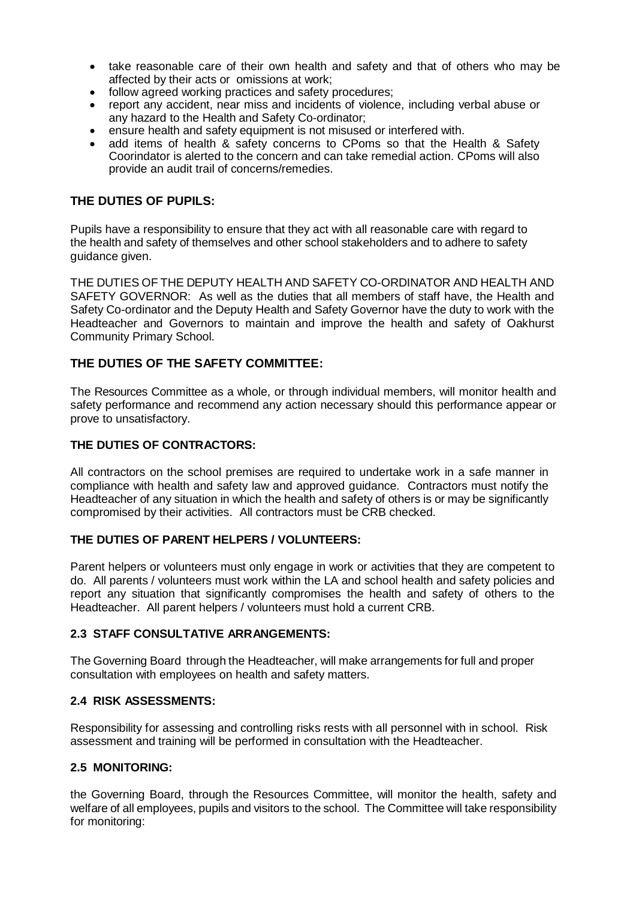- take reasonable care of their own health and safety and that of others who may be affected by their acts or omissions at work;
- follow agreed working practices and safety procedures;
- report any accident, near miss and incidents of violence, including verbal abuse or any hazard to the Health and Safety Co-ordinator;
- ensure health and safety equipment is not misused or interfered with.
- add items of health & safety concerns to CPoms so that the Health & Safety Coorindator is alerted to the concern and can take remedial action. CPoms will also provide an audit trail of concerns/remedies.

### THE DUTIES OF PUPILS:

Pupils have a responsibility to ensure that they act with all reasonable care with regard to the health and safety of themselves and other school stakeholders and to adhere to safety guidance given.

THE DUTIES OF THE DEPUTY HEALTH AND SAFETY CO-ORDINATOR AND HEALTH AND SAFETY GOVERNOR: As well as the duties that all members of staff have, the Health and Safety Co-ordinator and the Deputy Health and Safety Governor have the duty to work with the Headteacher and Governors to maintain and improve the health and safety of Oakhurst Community Primary School.

### THE DUTIES OF THE SAFETY COMMITTEE:

The Resources Committee as a whole, or through individual members, will monitor health and safety performance and recommend any action necessary should this performance appear or prove to unsatisfactory.

### THE DUTIES OF CONTRACTORS:

All contractors on the school premises are required to undertake work in a safe manner in compliance with health and safety law and approved guidance. Contractors must notify the Headteacher of any situation in which the health and safety of others is or may be significantly compromised by their activities. All contractors must be CRB checked.

### THE DUTIES OF PARENT HELPERS / VOLUNTEERS:

Parent helpers or volunteers must only engage in work or activities that they are competent to do. All parents / volunteers must work within the LA and school health and safety policies and report any situation that significantly compromises the health and safety of others to the Headteacher. All parent helpers / volunteers must hold a current CRB.

### 2.3 STAFF CONSULTATIVE ARRANGEMENTS:

The Governing Board through the Headteacher, will make arrangements for full and proper consultation with employees on health and safety matters.

### 2.4 RISK ASSESSMENTS:

Responsibility for assessing and controlling risks rests with all personnel with in school. Risk assessment and training will be performed in consultation with the Headteacher.

### 2.5 MONITORING:

the Governing Board, through the Resources Committee, will monitor the health, safety and welfare of all employees, pupils and visitors to the school. The Committee will take responsibility for monitoring: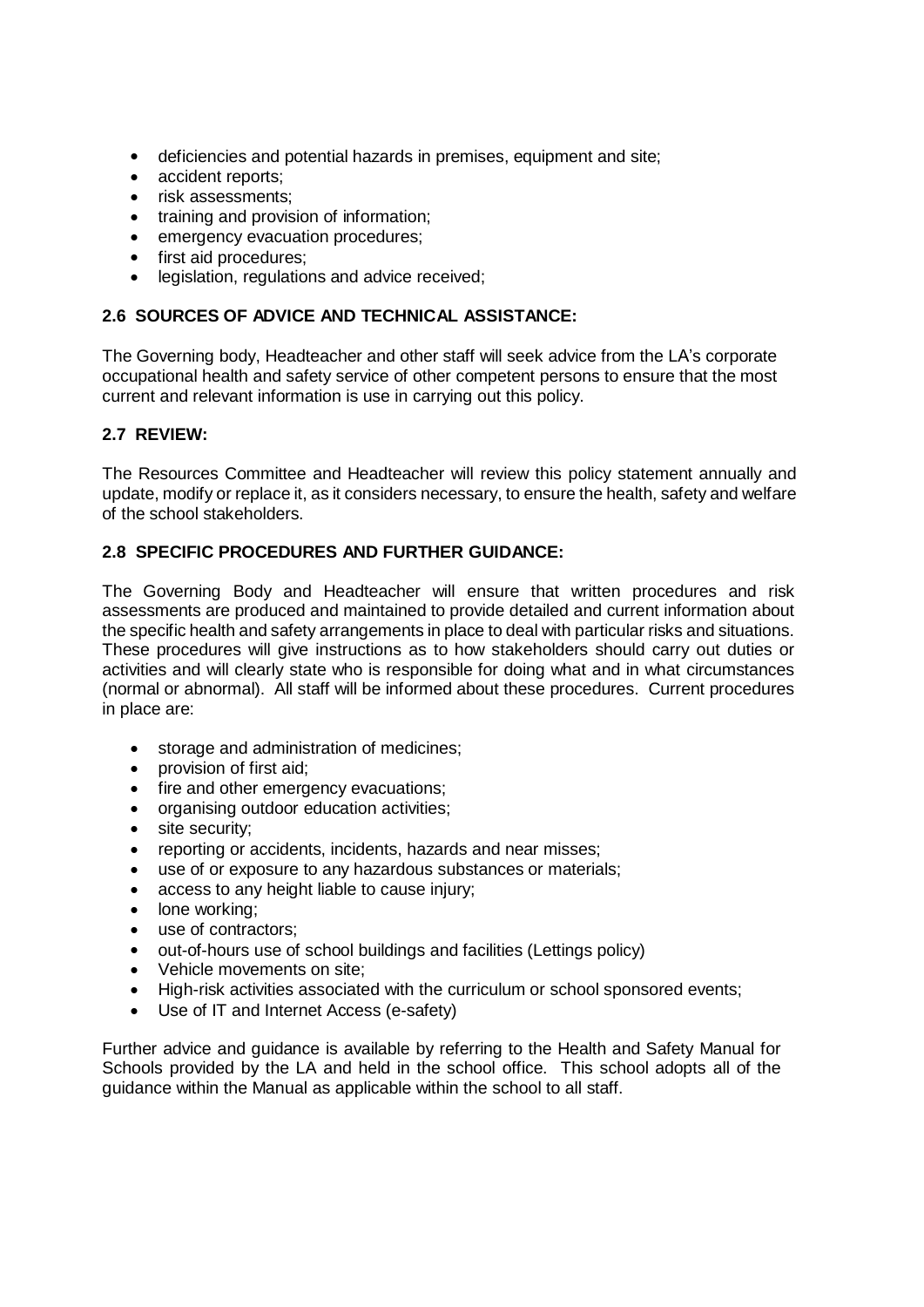- deficiencies and potential hazards in premises, equipment and site;
- accident reports;
- risk assessments;
- training and provision of information;
- emergency evacuation procedures;
- first aid procedures;
- legislation, regulations and advice received;

### 2.6 SOURCES OF ADVICE AND TECHNICAL ASSISTANCE:

The Governing body, Headteacher and other staff will seek advice from the LA's corporate occupational health and safety service of other competent persons to ensure that the most current and relevant information is use in carrying out this policy.

### 2.7 REVIEW:

The Resources Committee and Headteacher will review this policy statement annually and update, modify or replace it, as it considers necessary, to ensure the health, safety and welfare of the school stakeholders.

### 2.8 SPECIFIC PROCEDURES AND FURTHER GUIDANCE:

The Governing Body and Headteacher will ensure that written procedures and risk assessments are produced and maintained to provide detailed and current information about the specific health and safety arrangements in place to deal with particular risks and situations. These procedures will give instructions as to how stakeholders should carry out duties or activities and will clearly state who is responsible for doing what and in what circumstances (normal or abnormal). All staff will be informed about these procedures. Current procedures in place are:

- storage and administration of medicines;
- provision of first aid;
- fire and other emergency evacuations;
- organising outdoor education activities;
- site security;
- reporting or accidents, incidents, hazards and near misses;
- use of or exposure to any hazardous substances or materials;
- access to any height liable to cause injury;
- lone working;
- use of contractors;
- out-of-hours use of school buildings and facilities (Lettings policy)
- Vehicle movements on site;
- High-risk activities associated with the curriculum or school sponsored events;
- Use of IT and Internet Access (e-safety)

Further advice and guidance is available by referring to the Health and Safety Manual for Schools provided by the LA and held in the school office. This school adopts all of the guidance within the Manual as applicable within the school to all staff.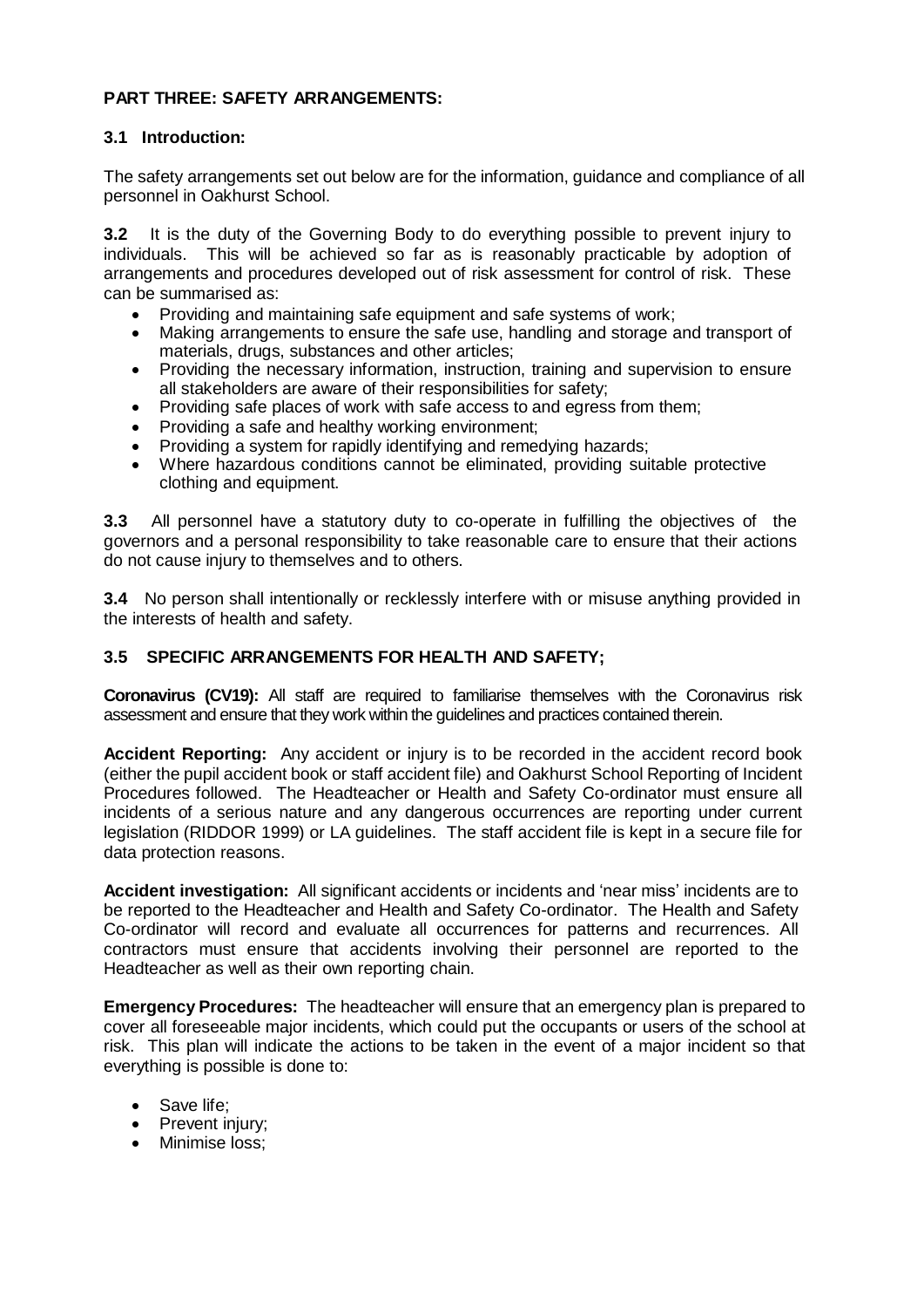## PART THREE: SAFETY ARRANGEMENTS:

### 3.1 Introduction:

The safety arrangements set out below are for the information, guidance and compliance of all personnel in Oakhurst School.

**3.2** It is the duty of the Governing Body to do everything possible to prevent injury to individuals. This will be achieved so far as is reasonably practicable by adoption of arrangements and procedures developed out of risk assessment for control of risk. These can be summarised as:

- Providing and maintaining safe equipment and safe systems of work;
- Making arrangements to ensure the safe use, handling and storage and transport of materials, drugs, substances and other articles;
- Providing the necessary information, instruction, training and supervision to ensure all stakeholders are aware of their responsibilities for safety;
- Providing safe places of work with safe access to and egress from them;
- Providing a safe and healthy working environment;
- Providing a system for rapidly identifying and remedying hazards;
- Where hazardous conditions cannot be eliminated, providing suitable protective clothing and equipment.

**3.3** All personnel have a statutory duty to co-operate in fulfilling the objectives of the governors and a personal responsibility to take reasonable care to ensure that their actions do not cause injury to themselves and to others.

**3.4** No person shall intentionally or recklessly interfere with or misuse anything provided in the interests of health and safety.

### 3.5 SPECIFIC ARRANGEMENTS FOR HEALTH AND SAFETY;

**Coronavirus (CV19):** All staff are required to familiarise themselves with the Coronavirus risk assessment and ensure that they work within the guidelines and practices contained therein.

**Accident Reporting:** Any accident or injury is to be recorded in the accident record book (either the pupil accident book or staff accident file) and Oakhurst School Reporting of Incident Procedures followed. The Headteacher or Health and Safety Co-ordinator must ensure all incidents of a serious nature and any dangerous occurrences are reporting under current legislation (RIDDOR 1999) or LA guidelines. The staff accident file is kept in a secure file for data protection reasons.

**Accident investigation:** All significant accidents or incidents and 'near miss' incidents are to be reported to the Headteacher and Health and Safety Co-ordinator. The Health and Safety Co-ordinator will record and evaluate all occurrences for patterns and recurrences. All contractors must ensure that accidents involving their personnel are reported to the Headteacher as well as their own reporting chain.

**Emergency Procedures:** The headteacher will ensure that an emergency plan is prepared to cover all foreseeable major incidents, which could put the occupants or users of the school at risk. This plan will indicate the actions to be taken in the event of a major incident so that everything is possible is done to:

- Save life;
- Prevent injury;
- Minimise loss;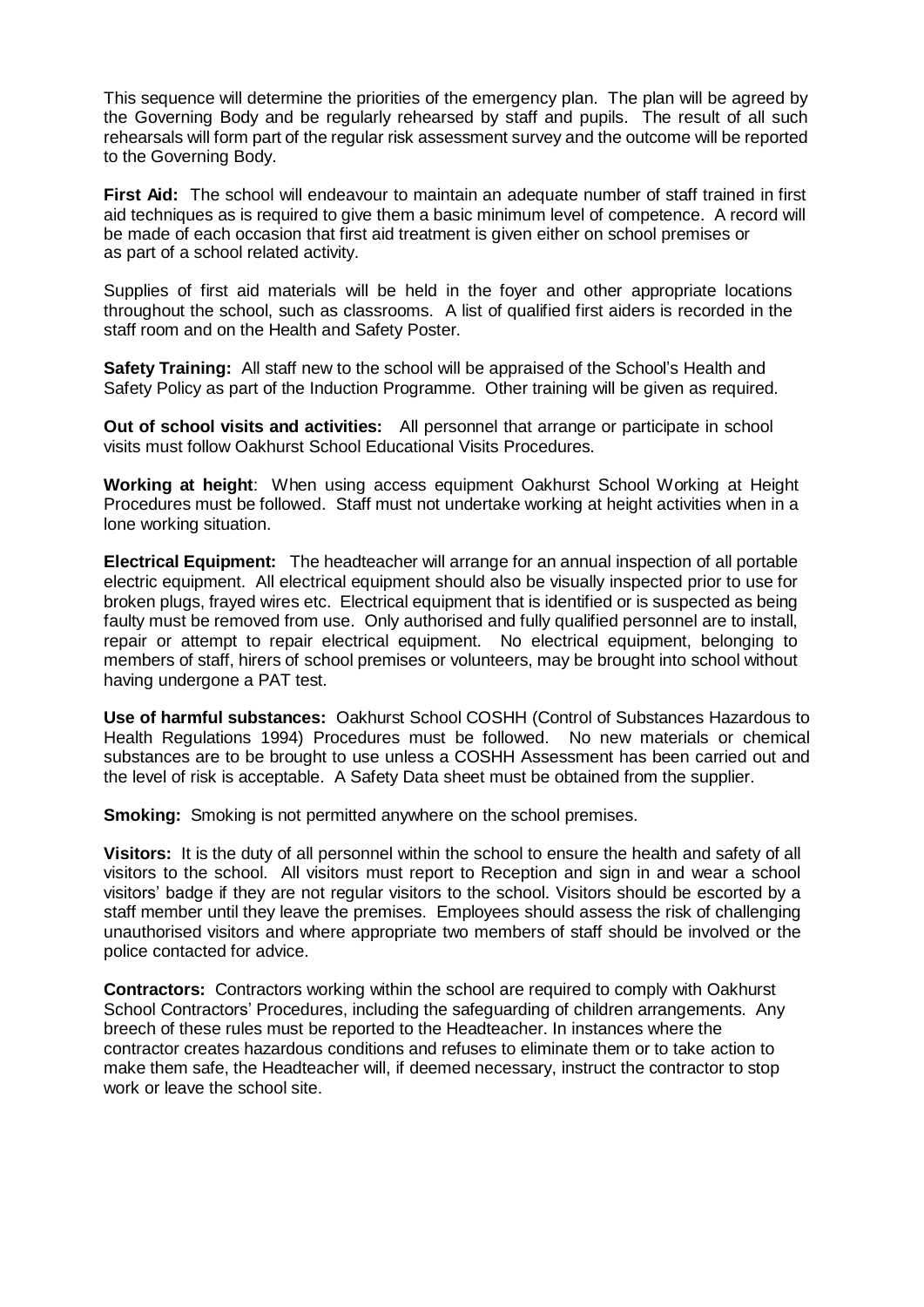This sequence will determine the priorities of the emergency plan. The plan will be agreed by the Governing Body and be regularly rehearsed by staff and pupils. The result of all such rehearsals will form part of the regular risk assessment survey and the outcome will be reported to the Governing Body.

**First Aid:** The school will endeavour to maintain an adequate number of staff trained in first aid techniques as is required to give them a basic minimum level of competence. A record will be made of each occasion that first aid treatment is given either on school premises or as part of a school related activity.

Supplies of first aid materials will be held in the foyer and other appropriate locations throughout the school, such as classrooms. A list of qualified first aiders is recorded in the staff room and on the Health and Safety Poster.

**Safety Training:** All staff new to the school will be appraised of the School's Health and Safety Policy as part of the Induction Programme. Other training will be given as required.

**Out of school visits and activities:** All personnel that arrange or participate in school visits must follow Oakhurst School Educational Visits Procedures.

**Working at height**: When using access equipment Oakhurst School Working at Height Procedures must be followed. Staff must not undertake working at height activities when in a lone working situation.

**Electrical Equipment:** The headteacher will arrange for an annual inspection of all portable electric equipment. All electrical equipment should also be visually inspected prior to use for broken plugs, frayed wires etc. Electrical equipment that is identified or is suspected as being faulty must be removed from use. Only authorised and fully qualified personnel are to install, repair or attempt to repair electrical equipment. No electrical equipment, belonging to members of staff, hirers of school premises or volunteers, may be brought into school without having undergone a PAT test.

**Use of harmful substances:** Oakhurst School COSHH (Control of Substances Hazardous to Health Regulations 1994) Procedures must be followed. No new materials or chemical substances are to be brought to use unless a COSHH Assessment has been carried out and the level of risk is acceptable. A Safety Data sheet must be obtained from the supplier.

**Smoking:** Smoking is not permitted anywhere on the school premises.

**Visitors:** It is the duty of all personnel within the school to ensure the health and safety of all visitors to the school. All visitors must report to Reception and sign in and wear a school visitors' badge if they are not regular visitors to the school. Visitors should be escorted by a staff member until they leave the premises. Employees should assess the risk of challenging unauthorised visitors and where appropriate two members of staff should be involved or the police contacted for advice.

**Contractors:** Contractors working within the school are required to comply with Oakhurst School Contractors' Procedures, including the safeguarding of children arrangements. Any breech of these rules must be reported to the Headteacher. In instances where the contractor creates hazardous conditions and refuses to eliminate them or to take action to make them safe, the Headteacher will, if deemed necessary, instruct the contractor to stop work or leave the school site.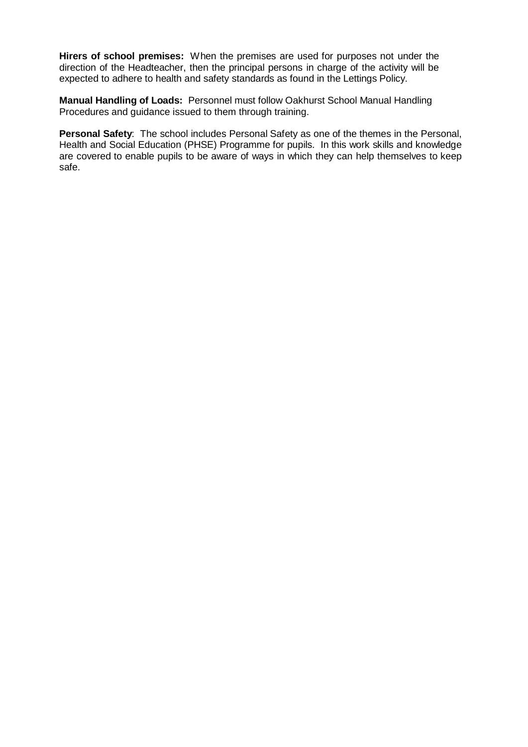**Hirers of school premises:** When the premises are used for purposes not under the direction of the Headteacher, then the principal persons in charge of the activity will be expected to adhere to health and safety standards as found in the Lettings Policy.

**Manual Handling of Loads:** Personnel must follow Oakhurst School Manual Handling Procedures and guidance issued to them through training.

**Personal Safety**: The school includes Personal Safety as one of the themes in the Personal, Health and Social Education (PHSE) Programme for pupils. In this work skills and knowledge are covered to enable pupils to be aware of ways in which they can help themselves to keep safe.